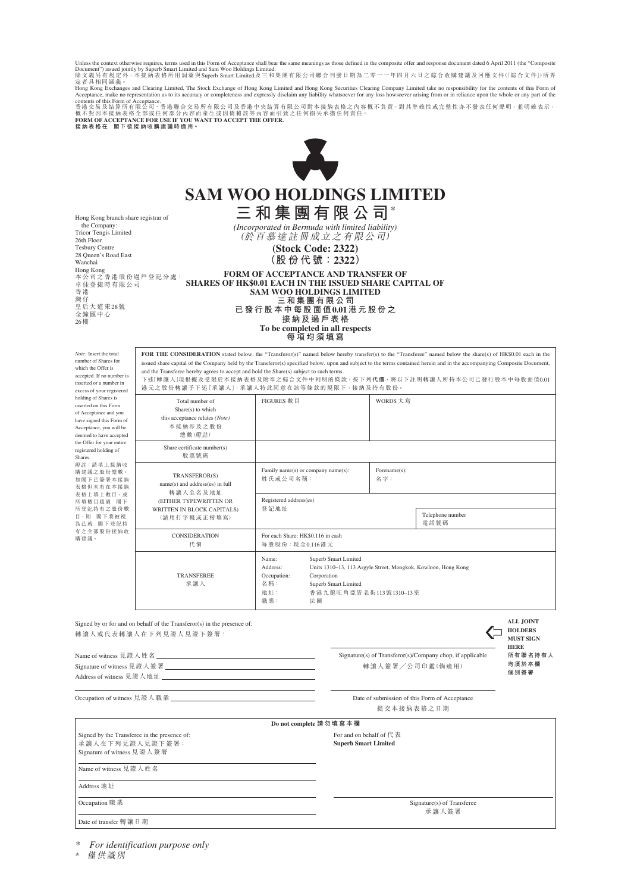Unless the context otherwise requires, terms used in this Form of Acceptance shall bear the same meanings as those defined in the composite offer and response document dated 6 April 2011 (the "Composite Document") issued jointly by Superb Smart Limited and Sam Woo Holdings Limited.

除文義另有規定外，本接納表格所用詞彙與Superb Smart Limited及三和集團有限公司聯合刊發日期為二零一一年四月六日之綜合收購建議及回應文件(「綜合文件」)所界定者具相同涵義。

Hong Kong Exchanges and Clearing Limited, The Stock Exchange of Hong Kong Limited and Hong Kong Securities Clearing Company Limited take no responsibility for the contents of this Form of Acceptance, make no representation as to its accuracy or completeness and expressly disclaim any liability whatsoever for any loss howsoever arising from or in reliance upon the whole or any part of the contents of this Form of Acceptance.

香港交易及結算所有限公司、香港聯合交易所有限公司及香港中央結算有限公司對本接納表格之內容概不負責，對其準確性或完整性亦不發表任何聲明，並明確表示，概不對因本接納表格全部或任何部分內容而產生或因倚賴該等內容而引致之任何損失承擔任何責任。

**FORM OF ACCEPTANCE FOR USE IF YOU WANT TO ACCEPT THE OFFER.**

**接納表格在 閣下欲接納收購建議時適用。**

# SAM WOO HOLDINGS LIMITED
# 三和集團有限公司*

*(Incorporated in Bermuda with limited liability)*
*(於百慕達註冊成立之有限公司)*

**(Stock Code: 2322)**
**(股份代號：2322)**

Hong Kong branch share registrar of the Company:
Tricor Tengis Limited
26th Floor
Tesbury Centre
28 Queen's Road East
Wanchai
Hong Kong

本公司之香港股份過戶登記分處：
卓佳登捷時有限公司
香港
灣仔
皇后大道東28號
金鐘匯中心
26樓

## FORM OF ACCEPTANCE AND TRANSFER OF SHARES OF HK$0.01 EACH IN THE ISSUED SHARE CAPITAL OF SAM WOO HOLDINGS LIMITED
## 三和集團有限公司已發行股本中每股面值0.01港元股份之接納及過戶表格

**To be completed in all respects**
**每項均須填寫**

*Note:* Insert the total number of Shares for which the Offer is accepted. If no number is inserted or a number in excess of your registered holding of Shares is inserted on this Form of Acceptance and you have signed this Form of Acceptance, you will be deemed to have accepted the Offer for your entire registered holding of Shares.

*附註：*請填上接納收購建議之股份總數。如閣下已簽署本接納表格但未有在本接納表格上填上數目，或所填數目超過 閣下所登記持有之股份數目，則 閣下將被視為已就 閣下登記持有之全部股份接納收購建議。

**FOR THE CONSIDERATION** stated below, the "Transferor(s)" named below hereby transfer(s) to the "Transferee" named below the share(s) of HK$0.01 each in the issued share capital of the Company held by the Transferor(s) specified below, upon and subject to the terms contained herein and in the accompanying Composite Document, and the Transferee hereby agrees to accept and hold the Share(s) subject to such terms.

下述「轉讓人」現根據及受限於本接納表格及附奉之綜合文件中列明的條款，按下列**代價**，將以下註明轉讓人所持本公司已發行股本中每股面值0.01港元之股份轉讓予下述「承讓人」，承讓人特此同意在該等條款的規限下，接納及持有股份。

| | | | |
|---|---|---|---|
| Total number of Share(s) to which this acceptance relates *(Note)*<br>本接納涉及之股份總數*(附註)* | FIGURES 數目 | WORDS 大寫 | |
| Share certificate number(s)<br>股票號碼 | | | |
| TRANSFEROR(S)<br>name(s) and address(es) in full<br>轉讓人全名及地址<br>(EITHER TYPEWRITTEN OR WRITTEN IN BLOCK CAPITALS)<br>(請用打字機或正楷填寫) | Family name(s) or company name(s):<br>姓氏或公司名稱： | Forename(s):<br>名字： | |
| | Registered address(es)<br>登記地址 | | Telephone number<br>電話號碼 |
| CONSIDERATION<br>代價 | For each Share: HK$0.116 in cash<br>每股股份：現金0.116港元 | | |
| TRANSFEREE<br>承讓人 | Name: Superb Smart Limited<br>Address: Units 1310–13, 113 Argyle Street, Mongkok, Kowloon, Hong Kong<br>Occupation: Corporation<br>名稱： Superb Smart Limited<br>地址： 香港九龍旺角亞皆老街113號1310–13室<br>職業： 法團 | | |

Signed by or for and on behalf of the Transferor(s) in the presence of:
轉讓人或代表轉讓人在下列見證人見證下簽署：

Name of witness 見證人姓名 ____________________

Signature of witness 見證人簽署 ____________________

Address of witness 見證人地址 ____________________

Occupation of witness 見證人職業 ____________________

____________________
Signature(s) of Transferor(s)/Company chop, if applicable
轉讓人簽署／公司印鑑(倘適用)

**ALL JOINT HOLDERS MUST SIGN HERE**
**所有聯名持有人均須於本欄個別簽署**

____________________
Date of submission of this Form of Acceptance
提交本接納表格之日期

**Do not complete 請勿填寫本欄**

Signed by the Transferee in the presence of:
承讓人在下列見證人見證下簽署：

Signature of witness 見證人簽署 ____________________

Name of witness 見證人姓名 ____________________

Address 地址 ____________________

Occupation 職業 ____________________

Date of transfer 轉讓日期 ____________________

For and on behalf of 代表
**Superb Smart Limited**

____________________
Signature(s) of Transferee
承讓人簽署

\* *For identification purpose only*
\* *僅供識別*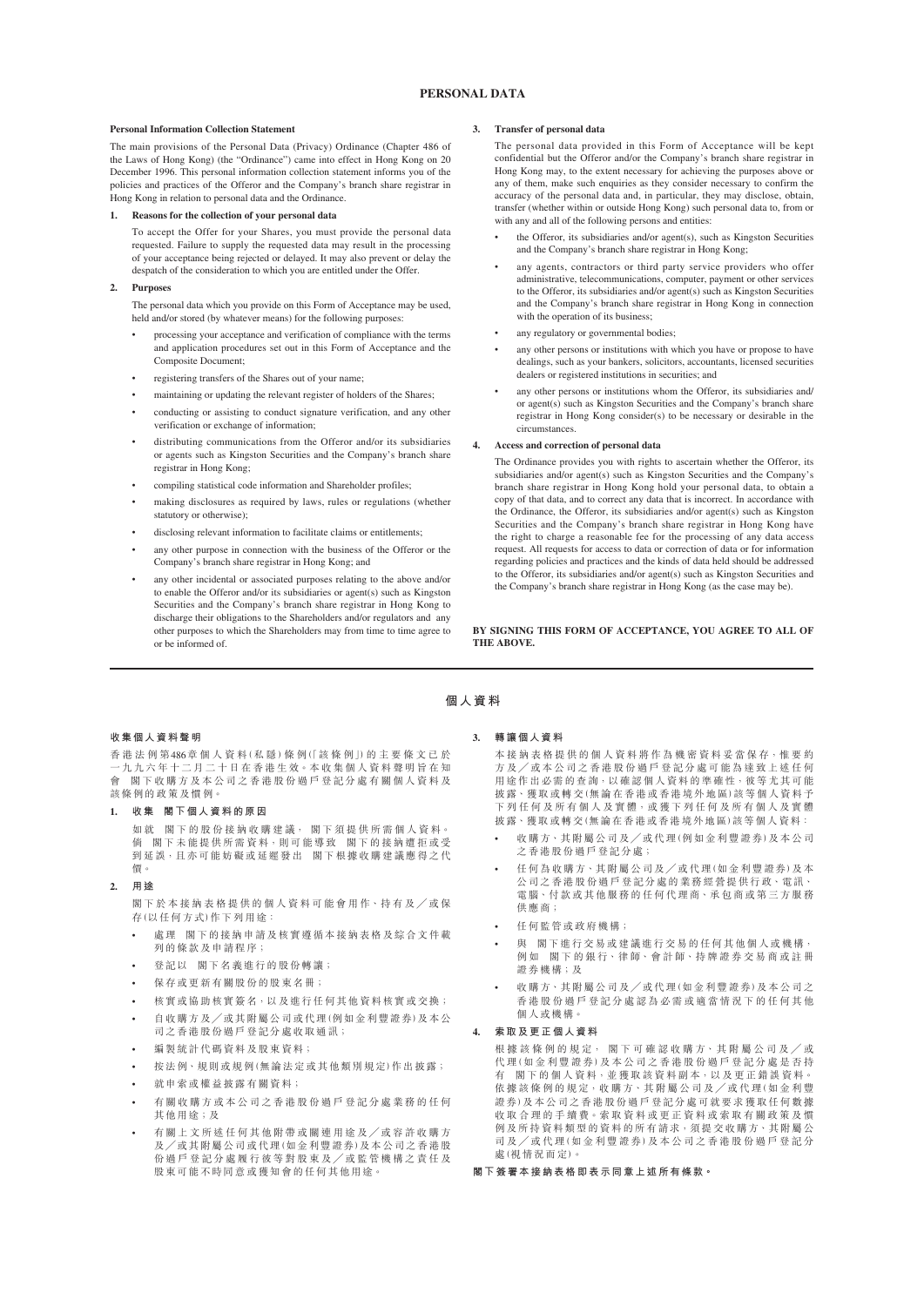# PERSONAL DATA

**Personal Information Collection Statement**

The main provisions of the Personal Data (Privacy) Ordinance (Chapter 486 of the Laws of Hong Kong) (the "Ordinance") came into effect in Hong Kong on 20 December 1996. This personal information collection statement informs you of the policies and practices of the Offeror and the Company's branch share registrar in Hong Kong in relation to personal data and the Ordinance.

**1. Reasons for the collection of your personal data**

To accept the Offer for your Shares, you must provide the personal data requested. Failure to supply the requested data may result in the processing of your acceptance being rejected or delayed. It may also prevent or delay the despatch of the consideration to which you are entitled under the Offer.

**2. Purposes**

The personal data which you provide on this Form of Acceptance may be used, held and/or stored (by whatever means) for the following purposes:

- processing your acceptance and verification of compliance with the terms and application procedures set out in this Form of Acceptance and the Composite Document;
- registering transfers of the Shares out of your name;
- maintaining or updating the relevant register of holders of the Shares;
- conducting or assisting to conduct signature verification, and any other verification or exchange of information;
- distributing communications from the Offeror and/or its subsidiaries or agents such as Kingston Securities and the Company's branch share registrar in Hong Kong;
- compiling statistical code information and Shareholder profiles;
- making disclosures as required by laws, rules or regulations (whether statutory or otherwise);
- disclosing relevant information to facilitate claims or entitlements;
- any other purpose in connection with the business of the Offeror or the Company's branch share registrar in Hong Kong; and
- any other incidental or associated purposes relating to the above and/or to enable the Offeror and/or its subsidiaries or agent(s) such as Kingston Securities and the Company's branch share registrar in Hong Kong to discharge their obligations to the Shareholders and/or regulators and any other purposes to which the Shareholders may from time to time agree to or be informed of.

**3. Transfer of personal data**

The personal data provided in this Form of Acceptance will be kept confidential but the Offeror and/or the Company's branch share registrar in Hong Kong may, to the extent necessary for achieving the purposes above or any of them, make such enquiries as they consider necessary to confirm the accuracy of the personal data and, in particular, they may disclose, obtain, transfer (whether within or outside Hong Kong) such personal data to, from or with any and all of the following persons and entities:

- the Offeror, its subsidiaries and/or agent(s), such as Kingston Securities and the Company's branch share registrar in Hong Kong;
- any agents, contractors or third party service providers who offer administrative, telecommunications, computer, payment or other services to the Offeror, its subsidiaries and/or agent(s) such as Kingston Securities and the Company's branch share registrar in Hong Kong in connection with the operation of its business;
- any regulatory or governmental bodies;
- any other persons or institutions with which you have or propose to have dealings, such as your bankers, solicitors, accountants, licensed securities dealers or registered institutions in securities; and
- any other persons or institutions whom the Offeror, its subsidiaries and/or agent(s) such as Kingston Securities and the Company's branch share registrar in Hong Kong consider(s) to be necessary or desirable in the circumstances.

**4. Access and correction of personal data**

The Ordinance provides you with rights to ascertain whether the Offeror, its subsidiaries and/or agent(s) such as Kingston Securities and the Company's branch share registrar in Hong Kong hold your personal data, to obtain a copy of that data, and to correct any data that is incorrect. In accordance with the Ordinance, the Offeror, its subsidiaries and/or agent(s) such as Kingston Securities and the Company's branch share registrar in Hong Kong have the right to charge a reasonable fee for the processing of any data access request. All requests for access to data or correction of data or for information regarding policies and practices and the kinds of data held should be addressed to the Offeror, its subsidiaries and/or agent(s) such as Kingston Securities and the Company's branch share registrar in Hong Kong (as the case may be).

**BY SIGNING THIS FORM OF ACCEPTANCE, YOU AGREE TO ALL OF THE ABOVE.**

---

# 個人資料

**收集個人資料聲明**

香港法例第486章個人資料(私隱)條例(「該條例」)的主要條文已於一九九六年十二月二十日在香港生效。本收集個人資料聲明旨在知會　閣下收購方及本公司之香港股份過戶登記分處有關個人資料及該條例的政策及慣例。

**1. 收集　閣下個人資料的原因**

如就　閣下的股份接納收購建議，　閣下須提供所需個人資料。倘　閣下未能提供所需資料，則可能導致　閣下的接納遭拒或受到延誤，且亦可能妨礙或延遲發出　閣下根據收購建議應得之代價。

**2. 用途**

閣下於本接納表格提供的個人資料可能會用作、持有及／或保存(以任何方式)作下列用途：

- 處理　閣下的接納申請及核實遵循本接納表格及綜合文件載列的條款及申請程序；
- 登記以　閣下名義進行的股份轉讓；
- 保存或更新有關股份的股東名冊；
- 核實或協助核實簽名，以及進行任何其他資料核實或交換；
- 自收購方及／或其附屬公司或代理(例如金利豐證券)及本公司之香港股份過戶登記分處收取通訊；
- 編製統計代碼資料及股東資料；
- 按法例、規則或規例(無論法定或其他類別規定)作出披露；
- 就申索或權益披露有關資料；
- 有關收購方或本公司之香港股份過戶登記分處業務的任何其他用途；及
- 有關上文所述任何其他附帶或關連用途及／或容許收購方及／或其附屬公司或代理(如金利豐證券)及本公司之香港股份過戶登記分處履行彼等對股東及／或監管機構之責任及股東可能不時同意或獲知會的任何其他用途。

**3. 轉讓個人資料**

本接納表格提供的個人資料將作為機密資料妥當保存，惟要約方及／或本公司之香港股份過戶登記分處可能為達致上述任何用途作出必需的查詢，以確認個人資料的準確性，彼等尤其可能披露、獲取或轉交(無論在香港或香港境外地區)該等個人資料予下列任何及所有個人及實體，或獲下列任何及所有個人及實體披露、獲取或轉交(無論在香港或香港境外地區)該等個人資料：

- 收購方、其附屬公司及／或代理(例如金利豐證券)及本公司之香港股份過戶登記分處；
- 任何為收購方、其附屬公司及／或代理(如金利豐證券)及本公司之香港股份過戶登記分處的業務經營提供行政、電訊、電腦、付款或其他服務的任何代理商、承包商或第三方服務供應商；
- 任何監管或政府機構；
- 與　閣下進行交易或建議進行交易的任何其他個人或機構，例如　閣下的銀行、律師、會計師、持牌證券交易商或註冊證券機構；及
- 收購方、其附屬公司及／或代理(如金利豐證券)及本公司之香港股份過戶登記分處認為必需或適當情況下的任何其他個人或機構。

**4. 索取及更正個人資料**

根據該條例的規定，　閣下可確認收購方、其附屬公司及／或代理(如金利豐證券)及本公司之香港股份過戶登記分處是否持有　閣下的個人資料，並獲取該資料副本，以及更正錯誤資料。依據該條例的規定，收購方，其附屬公司及／或代理(如金利豐證券)及本公司之香港股份過戶登記分處可就要求獲取任何數據收取合理的手續費。索取資料或更正資料或索取有關政策及慣例及所持資料類型的資料的所有請求，須提交收購方、其附屬公司及／或代理(如金利豐證券)及本公司之香港股份過戶登記分處(視情況而定)。

**閣下簽署本接納表格即表示同意上述所有條款。**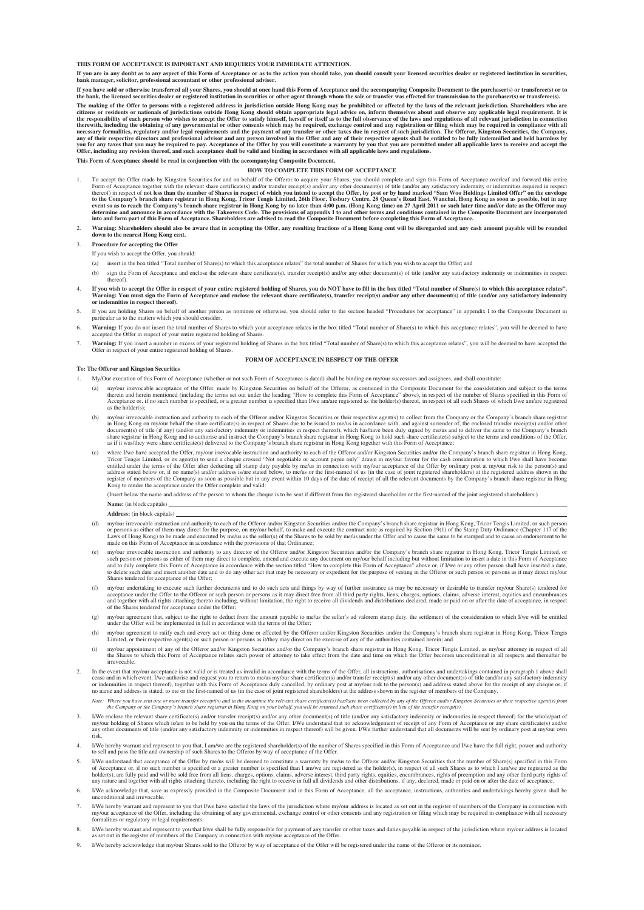**THIS FORM OF ACCEPTANCE IS IMPORTANT AND REQUIRES YOUR IMMEDIATE ATTENTION.**

**If you are in any doubt as to any aspect of this Form of Acceptance or as to the action you should take, you should consult your licensed securities dealer or registered institution in securities, bank manager, solicitor, professional accountant or other professional adviser.**

**If you have sold or otherwise transferred all your Shares, you should at once hand this Form of Acceptance and the accompanying Composite Document to the purchaser(s) or transferee(s) or to the bank, the licensed securities dealer or registered institution in securities or other agent through whom the sale or transfer was effected for transmission to the purchaser(s) or transferee(s).**

**The making of the Offer to persons with a registered address in jurisdiction outside Hong Kong may be prohibited or affected by the laws of the relevant jurisdiction. Shareholders who are citizens or residents or nationals of jurisdictions outside Hong Kong should obtain appropriate legal advice on, inform themselves about and observe any applicable legal requirement. It is the responsibility of each person who wishes to accept the Offer to satisfy himself, herself or itself as to the full observance of the laws and regulations of all relevant jurisdiction in connection therewith, including the obtaining of any governmental or other consents which may be required, exchange control and any registration or filing which may be required in compliance with all necessary formalities, regulatory and/or legal requirements and the payment of any transfer or other taxes due in respect of such jurisdiction. The Offeror, Kingston Securities, the Company, any of their respective directors and professional advisor and any person involved in the Offer and any of their respective agents shall be entitled to be fully indemnified and held harmless by you for any taxes that you may be required to pay. Acceptance of the Offer by you will constitute a warranty by you that you are permitted under all applicable laws to receive and accept the Offer, including any revision thereof, and such acceptance shall be valid and binding in accordance with all applicable laws and regulations.**

**This Form of Acceptance should be read in conjunction with the accompanying Composite Document.**

## HOW TO COMPLETE THIS FORM OF ACCEPTANCE

1. To accept the Offer made by Kingston Securities for and on behalf of the Offeror to acquire your Shares, you should complete and sign this Form of Acceptance overleaf and forward this entire Form of Acceptance together with the relevant share certificate(s) and/or transfer receipt(s) and/or any other document(s) of title (and/or any satisfactory indemnity or indemnities required in respect thereof) in respect of **not less than the number of Shares in respect of which you intend to accept the Offer, by post or by hand marked "Sam Woo Holdings Limited Offer" on the envelope to the Company's branch share registrar in Hong Kong, Tricor Tengis Limited, 26th Floor, Tesbury Centre, 28 Queen's Road East, Wanchai, Hong Kong as soon as possible, but in any event so as to reach the Company's branch share registrar in Hong Kong by no later than 4:00 p.m. (Hong Kong time) on 27 April 2011 or such later time and/or date as the Offeror may determine and announce in accordance with the Takeovers Code. The provisions of appendix I to and other terms and conditions contained in the Composite Document are incorporated into and form part of this Form of Acceptance. Shareholders are advised to read the Composite Document before completing this Form of Acceptance.**
2. **Warning: Shareholders should also be aware that in accepting the Offer, any resulting fractions of a Hong Kong cent will be disregarded and any cash amount payable will be rounded down to the nearest Hong Kong cent.**
3. **Procedure for accepting the Offer**

   If you wish to accept the Offer, you should:

   (a) insert in the box titled "Total number of Share(s) to which this acceptance relates" the total number of Shares for which you wish to accept the Offer; and

   (b) sign the Form of Acceptance and enclose the relevant share certificate(s), transfer receipt(s) and/or any other document(s) of title (and/or any satisfactory indemnity or indemnities in respect thereof).
4. **If you wish to accept the Offer in respect of your entire registered holding of Shares, you do NOT have to fill in the box titled "Total number of Share(s) to which this acceptance relates". Warning: You must sign the Form of Acceptance and enclose the relevant share certificate(s), transfer receipt(s) and/or any other document(s) of title (and/or any satisfactory indemnity or indemnities in respect thereof).**
5. If you are holding Shares on behalf of another person as nominee or otherwise, you should refer to the section headed "Procedures for acceptance" in appendix I to the Composite Document in particular as to the matters which you should consider.
6. **Warning:** If you do not insert the total number of Shares to which your acceptance relates in the box titled "Total number of Share(s) to which this acceptance relates", you will be deemed to have accepted the Offer in respect of your entire registered holding of Shares.
7. **Warning:** If you insert a number in excess of your registered holding of Shares in the box titled "Total number of Share(s) to which this acceptance relates", you will be deemed to have accepted the Offer in respect of your entire registered holding of Shares.

## FORM OF ACCEPTANCE IN RESPECT OF THE OFFER

**To: The Offeror and Kingston Securities**

1. My/Our execution of this Form of Acceptance (whether or not such Form of Acceptance is dated) shall be binding on my/our successors and assignees, and shall constitute:

   (a) my/our irrevocable acceptance of the Offer, made by Kingston Securities on behalf of the Offeror, as contained in the Composite Document for the consideration and subject to the terms therein and herein mentioned (including the terms set out under the heading "How to complete this Form of Acceptance" above), in respect of the number of Shares specified in this Form of Acceptance or, if no such number is specified, or a greater number is specified than I/we am/are registered as the holder(s) thereof, in respect of all such Shares of which I/we am/are registered as the holder(s);

   (b) my/our irrevocable instruction and authority to each of the Offeror and/or Kingston Securities or their respective agent(s) to collect from the Company or the Company's branch share registrar in Hong Kong on my/our behalf the share certificate(s) in respect of Shares due to be issued to me/us in accordance with, and against surrender of, the enclosed transfer receipt(s) and/or other document(s) of title (if any) (and/or any satisfactory indemnity or indemnities in respect thereof), which has/have been duly signed by me/us and to deliver the same to the Company's branch share registrar in Hong Kong and to authorise and instruct the Company's branch share registrar in Hong Kong to hold such share certificate(s) subject to the terms and conditions of the Offer, as if it was/they were share certificate(s) delivered to the Company's branch share registrar in Hong Kong together with this Form of Acceptance;

   (c) where I/we have accepted the Offer, my/our irrevocable instruction and authority to each of the Offeror and/or Kingston Securities and/or the Company's branch share registrar in Hong Kong, Tricor Tengis Limited, or its agent(s) to send a cheque crossed "Not negotiable or account payee only" drawn in my/our favour for the cash consideration to which I/we shall have become entitled under the terms of the Offer after deducting all stamp duty payable by me/us in connection with my/our acceptance of the Offer by ordinary post at my/our risk to the person(s) and address stated below or, if no name(s) and/or address is/are stated below, to me/us or the first-named of us (in the case of joint registered shareholders) at the registered address shown in the register of members of the Company as soon as possible but in any event within 10 days of the date of receipt of all the relevant documents by the Company's branch share registrar in Hong Kong to render the acceptance under the Offer complete and valid:

   (Insert below the name and address of the person to whom the cheque is to be sent if different from the registered shareholder or the first-named of the joint registered shareholders.)

   **Name:** (in block capitals) \_\_\_\_\_\_\_\_\_\_\_\_\_\_\_\_\_\_\_\_\_\_\_\_\_\_\_\_\_\_\_\_\_\_\_\_\_\_\_\_

   **Address:** (in block capitals) \_\_\_\_\_\_\_\_\_\_\_\_\_\_\_\_\_\_\_\_\_\_\_\_\_\_\_\_\_\_\_\_\_\_\_\_\_\_\_\_

   (d) my/our irrevocable instruction and authority to each of the Offeror and/or Kingston Securities and/or the Company's branch share registrar in Hong Kong, Tricor Tengis Limited, or such person or persons as either of them may direct for the purpose, on my/our behalf, to make and execute the contract note as required by Section 19(1) of the Stamp Duty Ordinance (Chapter 117 of the Laws of Hong Kong) to be made and executed by me/us as the seller(s) of the Shares to be sold by me/us under the Offer and to cause the same to be stamped and to cause an endorsement to be made on this Form of Acceptance in accordance with the provisions of that Ordinance;

   (e) my/our irrevocable instruction and authority to any director of the Offeror and/or Kingston Securities and/or the Company's branch share registrar in Hong Kong, Tricor Tengis Limited, or such person or persons as either of them may direct to complete, amend and execute any document on my/our behalf including but without limitation to insert a date in this Form of Acceptance and to duly complete this Form of Acceptance in accordance with the section titled "How to complete this Form of Acceptance" above or, if I/we or any other person shall have inserted a date, to delete such date and insert another date and to do any other act that may be necessary or expedient for the purpose of vesting in the Offeror or such person or persons as it may direct my/our Shares tendered for acceptance of the Offer;

   (f) my/our undertaking to execute such further documents and to do such acts and things by way of further assurance as may be necessary or desirable to transfer my/our Share(s) tendered for acceptance under the Offer to the Offeror or such person or persons as it may direct free from all third party rights, liens, charges, options, claims, adverse interest, equities and encumbrances and together with all rights attaching thereto including, without limitation, the right to receive all dividends and distributions declared, made or paid on or after the date of acceptance, in respect of the Shares tendered for acceptance under the Offer;

   (g) my/our agreement that, subject to the right to deduct from the amount payable to me/us the seller's ad valorem stamp duty, the settlement of the consideration to which I/we will be entitled under the Offer will be implemented in full in accordance with the terms of the Offer;

   (h) my/our agreement to ratify each and every act or thing done or effected by the Offeror and/or Kingston Securities and/or the Company's branch share registrar in Hong Kong, Tricor Tengis Limited, or their respective agent(s) or such person or persons as it/they may direct on the exercise of any of the authorities contained herein; and

   (i) my/our appointment of any of the Offeror and/or Kingston Securities and/or the Company's branch share registrar in Hong Kong, Tricor Tengis Limited, as my/our attorney in respect of all the Shares to which this Form of Acceptance relates such power of attorney to take effect from the date and time on which the Offer becomes unconditional in all respects and thereafter be irrevocable.

2. In the event that my/our acceptance is not valid or is treated as invalid in accordance with the terms of the Offer, all instructions, authorisations and undertakings contained in paragraph 1 above shall cease and in which event, I/we authorise and request you to return to me/us my/our share certificate(s) and/or transfer receipt(s) and/or any other document(s) of title (and/or any satisfactory indemnity or indemnities in respect thereof), together with this Form of Acceptance duly cancelled, by ordinary post at my/our risk to the person(s) and address stated above for the receipt of any cheque or, if no name and address is stated, to me or the first-named of us (in the case of joint registered shareholders) at the address shown in the register of members of the Company.

   *Note: Where you have sent one or more transfer receipt(s) and in the meantime the relevant share certificate(s) has/have been collected by any of the Offeror and/or Kingston Securities or their respective agent(s) from the Company or the Company's branch share registrar in Hong Kong on your behalf, you will be returned such share certificate(s) in lieu of the transfer receipt(s).*

3. I/We enclose the relevant share certificate(s) and/or transfer receipt(s) and/or any other document(s) of title (and/or any satisfactory indemnity or indemnities in respect thereof) for the whole/part of my/our holding of Shares which is/are to be held by you on the terms of the Offer. I/We understand that no acknowledgement of receipt of any Form of Acceptance or any share certificate(s) and/or any other documents of title (and/or any satisfactory indemnity or indemnities in respect thereof) will be given. I/We further understand that all documents will be sent by ordinary post at my/our own risk.
4. I/We hereby warrant and represent to you that, I am/we are the registered shareholder(s) of the number of Shares specified in this Form of Acceptance and I/we have the full right, power and authority to sell and pass the title and ownership of such Shares to the Offeror by way of acceptance of the Offer.
5. I/We understand that acceptance of the Offer by me/us will be deemed to constitute a warranty by me/us to the Offeror and/or Kingston Securities that the number of Share(s) specified in this Form of Acceptance or, if no such number is specified or a greater number is specified than I am/we are registered as the holder(s), in respect of all such Shares as to which I am/we are registered as the holder(s), are fully paid and will be sold free from all liens, charges, options, claims, adverse interest, third party rights, equities, encumbrances, rights of preemption and any other third party rights of any nature and together with all rights attaching thereto, including the right to receive in full all dividends and other distributions, if any, declared, made or paid on or after the date of acceptance.
6. I/We acknowledge that, save as expressly provided in the Composite Document and in this Form of Acceptance, all the acceptance, instructions, authorities and undertakings hereby given shall be unconditional and irrevocable.
7. I/We hereby warrant and represent to you that I/we have satisfied the laws of the jurisdiction where my/our address is located as set out in the register of members of the Company in connection with my/our acceptance of the Offer, including the obtaining of any governmental, exchange control or other consents and any registration or filing which may be required in compliance with all necessary formalities or regulatory or legal requirements.
8. I/We hereby warrant and represent to you that I/we shall be fully responsible for payment of any transfer or other taxes and duties payable in respect of the jurisdiction where my/our address is located as set out in the register of members of the Company in connection with my/our acceptance of the Offer.
9. I/We hereby acknowledge that my/our Shares sold to the Offeror by way of acceptance of the Offer will be registered under the name of the Offeror or its nominee.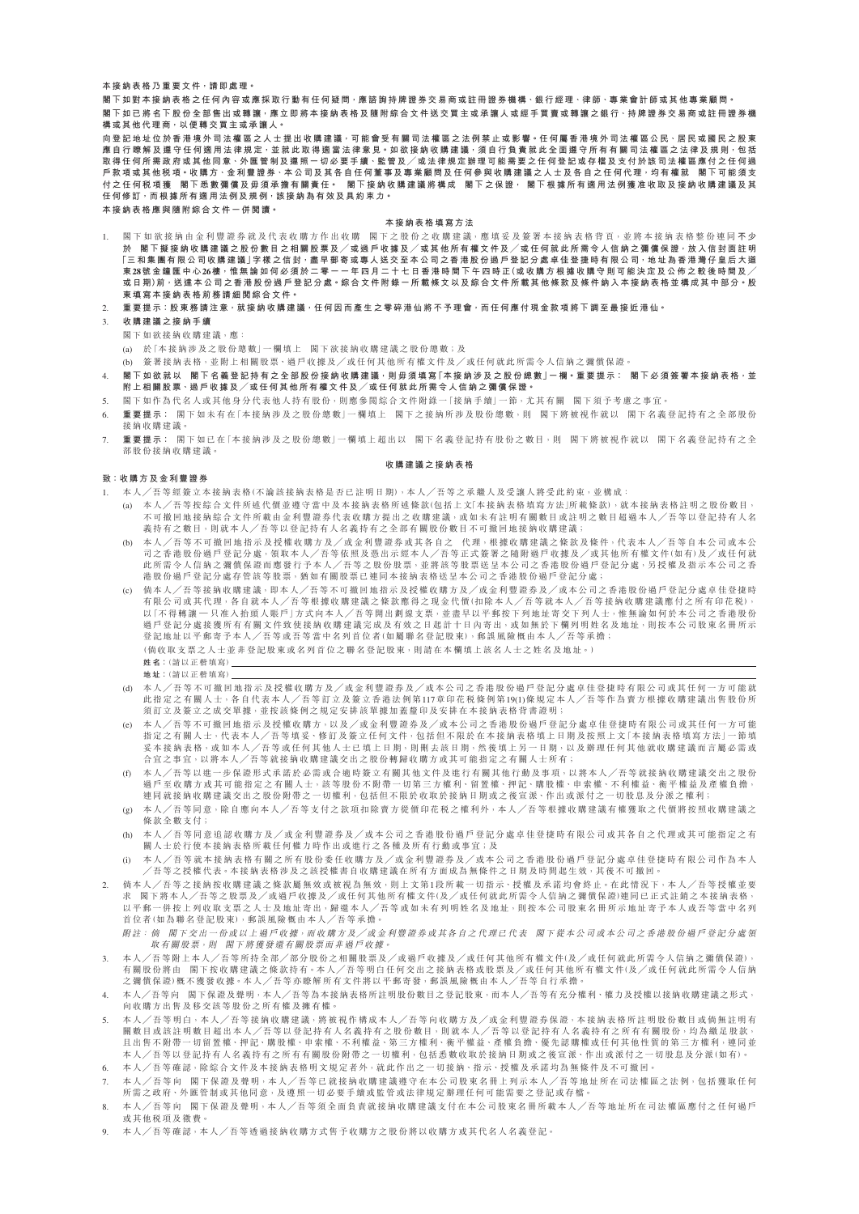**本接納表格乃重要文件，請即處理。**

**閣下如對本接納表格之任何內容或應採取行動有任何疑問，應諮詢持牌證券交易商或註冊證券機構、銀行經理、律師、專業會計師或其他專業顧問。**

**閣下如已將名下股份全部售出或轉讓，應立即將本接納表格及隨附綜合文件送交買主或承讓人或經手買賣或轉讓之銀行、持牌證券交易商或註冊證券機構或其他代理商，以便轉交買主或承讓人。**

**向登記地址位於香港境外司法權區之人士提出收購建議，可能會受有關司法權區之法例禁止或影響。任何屬香港境外司法權區公民、居民或國民之股東應自行瞭解及遵守任何適用法律規定，並就此取得適當法律意見。如欲接納收購建議，須自行負責就此全面遵守所有有關司法權區之法律及規則，包括取得任何所需政府或其他同意、外匯管制及遵照一切必要手續、監管及╱或法律規定辦理可能需要之任何登記或存檔及支付於該司法權區應付之任何過戶款項或其他稅項。收購方、金利豐證券、本公司及其各自任何董事及專業顧問及任何參與收購建議之人士及各自之任何代理，均有權就 閣下可能須支付之任何稅項獲 閣下悉數彌償及毋須承擔有關責任。 閣下接納收購建議將構成 閣下之保證， 閣下根據所有適用法例獲准收取及接納收購建議及其任何修訂，而根據所有適用法例及規例，該接納為有效及具約束力。**

**本接納表格應與隨附綜合文件一併閱讀。**

## 本接納表格填寫方法

1. 閣下如欲接納由金利豐證券就及代表收購方作出收購 閣下之股份之收購建議，應填妥及簽署本接納表格背頁，並將本接納表格整份連同不少於 **閣下擬接納收購建議之股份數目之相關股票及╱或過戶收據及╱或其他所有權文件及╱或任何就此所需令人信納之彌償保證，放入信封面註明「三和集團有限公司收購建議」字樣之信封，盡早郵寄或專人送交至本公司之香港股份過戶登記分處卓佳登捷時有限公司，地址為香港灣仔皇后大道東28號金鐘匯中心26樓，惟無論如何必須於二零一一年四月二十七日香港時間下午四時正(或收購方根據收購守則可能決定及公佈之較後時間及╱或日期)前，送達本公司之香港股份過戶登記分處。綜合文件附錄一所載條文以及綜合文件所載其他條款及條件納入本接納表格並構成其中部分。股東填寫本接納表格前務請細閱綜合文件。**
2. **重要提示：股東務請注意，就接納收購建議，任何因而產生之零碎港仙將不予理會，而任何應付現金款項將下調至最接近港仙。**
3. **收購建議之接納手續**

   閣下如欲接納收購建議，應：

   (a) 於「本接納涉及之股份總數」一欄填上 閣下欲接納收購建議之股份總數；及

   (b) 簽署接納表格，並附上相關股票、過戶收據及╱或任何其他所有權文件及╱或任何就此所需令人信納之彌償保證。
4. **閣下如欲就以 閣下名義登記持有之全部股份接納收購建議，則毋須填寫「本接納涉及之股份總數」一欄。重要提示： 閣下必須簽署本接納表格，並附上相關股票、過戶收據及╱或任何其他所有權文件及╱或任何就此所需令人信納之彌償保證。**
5. 閣下如作為代名人或其他身分代表他人持有股份，則應參閱綜合文件附錄一「接納手續」一節，尤其有關 閣下須予考慮之事宜。
6. **重要提示：** 閣下如未有在「本接納涉及之股份總數」一欄填上 閣下之接納所涉及股份總數，則 閣下將被視作就以 閣下名義登記持有之全部股份接納收購建議。
7. **重要提示：** 閣下如已在「本接納涉及之股份總數」一欄填上超出以 閣下名義登記持有股份之數目，則 閣下將被視作就以 閣下名義登記持有之全部股份接納收購建議。

## 收購建議之接納表格

**致：收購方及金利豐證券**

1. 本人╱吾等經簽立本接納表格(不論該接納表格是否已註明日期)，本人╱吾等之承繼人及受讓人將受此約束，並構成：

   (a) 本人╱吾等按綜合文件所述代價並遵守當中及本接納表格所述條款(包括上文「本接納表格填寫方法」所載條款)，就本接納表格註明之股份數目，不可撤回地接納綜合文件所載由金利豐證券代表收購方提出之收購建議，或如未有註明有關數目或註明之數目超過本人╱吾等以登記持有人名義持有之數目，則就本人╱吾等以登記持有人名義持有之全部有關股份數目不可撤回地接納收購建議；

   (b) 本人╱吾等不可撤回地指示及授權收購方及╱或金利豐證券或其各自之 代理，根據收購建議之條款及條件，代表本人╱吾等自本公司或本公司之香港股份過戶登記分處，領取本人╱吾等依照及憑出示經本人╱吾等正式簽署之隨附過戶收據及╱或其他所有權文件(如有)及╱或任何就此所需令人信納之彌償保證而應發行予本人╱吾等之股份股票，並將該等股票送呈本公司之香港股份過戶登記分處，另授權及指示本公司之香港股份過戶登記分處存管該等股票，猶如有關股票已連同本接納表格送呈本公司之香港股份過戶登記分處；

   (c) 倘本人╱吾等接納收購建議，即本人╱吾等不可撤回地指示及授權收購方及╱或金利豐證券及╱或本公司之香港股份過戶登記分處卓佳登捷時有限公司或其代理，各自就本人╱吾等根據收購建議之條款應得之現金代價(扣除本人╱吾等就本人╱吾等接納收購建議應付之所有印花稅)，以「不得轉讓－只准入抬頭人賬戶」方式向本人╱吾等開出劃線支票，並盡早以平郵按下列地址寄交下列人士，惟無論如何於本公司之香港股份過戶登記處接獲所有有關文件致使接納收購建議完成及有效之日起計十日內寄出，或如無於下欄列明姓名及地址，則按本公司股東名冊所示登記地址以平郵寄予本人╱吾等或吾等當中名列首位者(如屬聯名登記股東)，郵誤風險概由本人╱吾等承擔；

   (倘收取支票之人士並非登記股東或名列首位之聯名登記股東，則請在本欄填上該名人士之姓名及地址。)

   姓名：(請以正楷填寫) ______

   地址：(請以正楷填寫) ______

   (d) 本人╱吾等不可撤回地指示及授權收購方及╱或金利豐證券及╱或本公司之香港股份過戶登記處卓佳登捷時有限公司或其任何一方可能就此指定之有關人士，各自代表本人╱吾等訂立及簽立香港法例第117章印花稅條例第19(1)條規定本人╱吾等作為賣方根據收購建議出售股份所須訂立及簽立之成交單據，並按該條例之規定安排該單據加蓋釐印及安排在本接納表格背書證明；

   (e) 本人╱吾等不可撤回地指示及授權收購方，以及╱或金利豐證券及╱或本公司之香港股份過戶登記分處卓佳登捷時有限公司或其任何一方可能指定之有關人士，代表本人╱吾等填妥、修訂及簽立任何文件，包括但不限於在本接納表格上日期及按照上文「本接納表格填寫方法」一節填妥本接納表格，或如本人╱吾等或任何其他人士已填上日期，則刪去該日期，然後填上另一日期，以及辦理任何其他就收購建議而言屬必需或合宜之事宜，以將本人╱吾等就接納收購建議交出之股份轉歸收購方或其可能指定之有關人士所有；

   (f) 本人╱吾等以進一步保證形式承諾於必需或合適時簽立有關其他文件及進行有關其他行動及事項，以將本人╱吾等就接納收購建議交出之股份過戶至收購方或其可能指定之有關人士，該等股份不附帶一切第三方權利、留置權、押記、購股權、申索權、不利權益、衡平權益及產權負擔，連同就接納收購建議交出之股份附帶之一切權利，包括但不限於收取於接納日期或之後宣派、作出或派付之一切股息及分派之權利；

   (g) 本人╱吾等同意，除自應向本人╱吾等支付之款項扣除賣方從價印花稅之權利外，本人╱吾等根據收購建議有權獲取之代價將按照收購建議之條款全數支付；

   (h) 本人╱吾等同意追認收購方及╱或金利豐證券及╱或本公司之香港股份過戶登記分處卓佳登捷時有限公司或其各自之代理或其可能指定之有關人士於行使本接納表格所載任何權力時作出或進行之各種及所有行動或事宜；及

   (i) 本人╱吾等就本接納表格有關之所有股份委任收購方及╱或金利豐證券及╱或本公司之香港股份過戶登記分處卓佳登捷時有限公司作為本人╱吾等之授權代表。本接納表格涉及之該授權書自收購建議在所有方面成為無條件之日期及時間起生效，其後不可撤回。
2. 倘本人╱吾等之接納按收購建議之條款被視為無效，則上文第1段所載一切指示、授權及承諾均會終止。在此情況下，本人╱吾等授權並要求 閣下將本人╱吾等之股票及╱或過戶收據及╱或任何其他所有權文件(及╱或任何就此所需令人信納之彌償保證)連同已正式註銷之本接納表格，以平郵一併按上列收取支票之人士及地址寄出，歸還本人╱吾等或如未有列明姓名及地址，則按本公司股東名冊所示地址寄予本人或吾等當中名列首位者(如為聯名登記股東)，郵誤風險概由本人╱吾等承擔。

   *附註：倘 閣下交出一份或以上過戶收據，而收購方及╱或金利豐證券或其各自之代理已代表 閣下從本公司或本公司之香港股份過戶登記分處領取有關股票，則 閣下將獲發還有關股票而非過戶收據。*
3. 本人╱吾等附上本人╱吾等所持全部╱部分股份之相關股票及╱或過戶收據及╱或任何其他所有權文件(及╱或任何就此所需令人信納之彌償保證)，有關股份將由 閣下按收購建議之條款持有。本人╱吾等明白任何交出之接納表格或股票及╱或任何其他所有權文件(及╱或任何就此所需令人信納之彌償保證)概不獲發收據。本人╱吾等亦瞭解所有文件將以平郵寄發，郵誤風險概由本人╱吾等自行承擔。
4. 本人╱吾等向 閣下保證及聲明，本人╱吾等為本接納表格所註明股份數目之登記股東，而本人╱吾等有充分權利、權力及授權以接納收購建議之形式，向收購方出售及移交該等股份之所有權及擁有權。
5. 本人╱吾等明白，本人╱吾等接納收購建議，將被視作構成本人╱吾等向收購方及╱或金利豐證券保證，本接納表格所註明股份數目或倘無註明有關數目或該註明數目超出本人╱吾等以登記持有人名義持有之股份數目，則就本人╱吾等以登記持有人名義持有之所有有關股份，均為繳足股款，且出售不附帶一切留置權、押記、購股權、申索權、不利權益、第三方權利、衡平權益、產權負擔、優先認購權或任何其他性質的第三方權利，連同並本人╱吾等以登記持有人名義持有之所有有關股份附帶之一切權利，包括表數收取於接納日期或之後宣派、作出或派付之一切股息及分派(如有)。
6. 本人╱吾等確認，除綜合文件及本接納表格明文規定者外，就此作出之一切接納、指示、授權及承諾均為無條件及不可撤回。
7. 本人╱吾等向 閣下保證及聲明，本人╱吾等已就接納收購建議遵守在本公司股東名冊上列示本人╱吾等地址所在司法權區之法例，包括獲取任何所需之政府、外匯管制或其他同意，及遵照一切必要手續或監管或法律規定辦理任何可能需要之登記或存檔。
8. 本人╱吾等向 閣下保證及聲明，本人╱吾等須全面負責就接納收購建議支付在本公司股東名冊所載本人╱吾等地址所在司法權區應付之任何過戶或其他稅項及徵費。
9. 本人╱吾等確認，本人╱吾等透過接納收購方式售予收購方之股份將以收購方或其代名人名義登記。